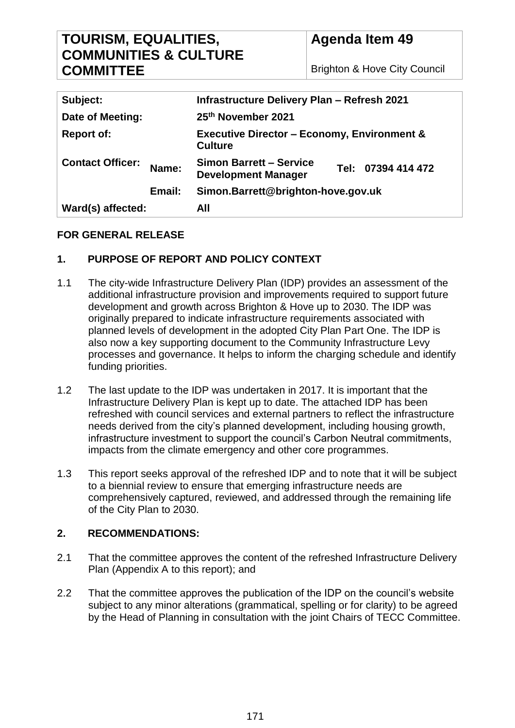| TOURISM, EQUALITIES, COMMUNITIES & CULTURE COMMITTEE | Agenda Item 49<br>Brighton & Hove City Council |
|---|---|

| | | | |
|---|---|---|---|
| **Subject:** | | **Infrastructure Delivery Plan – Refresh 2021** | |
| **Date of Meeting:** | | **25th November 2021** | |
| **Report of:** | | **Executive Director – Economy, Environment & Culture** | |
| **Contact Officer:** | **Name:** | **Simon Barrett – Service Development Manager** | **Tel: 07394 414 472** |
| | **Email:** | **Simon.Barrett@brighton-hove.gov.uk** | |
| **Ward(s) affected:** | | **All** | |

**FOR GENERAL RELEASE**

## 1. PURPOSE OF REPORT AND POLICY CONTEXT

1.1 The city-wide Infrastructure Delivery Plan (IDP) provides an assessment of the additional infrastructure provision and improvements required to support future development and growth across Brighton & Hove up to 2030. The IDP was originally prepared to indicate infrastructure requirements associated with planned levels of development in the adopted City Plan Part One. The IDP is also now a key supporting document to the Community Infrastructure Levy processes and governance. It helps to inform the charging schedule and identify funding priorities.

1.2 The last update to the IDP was undertaken in 2017. It is important that the Infrastructure Delivery Plan is kept up to date. The attached IDP has been refreshed with council services and external partners to reflect the infrastructure needs derived from the city's planned development, including housing growth, infrastructure investment to support the council's Carbon Neutral commitments, impacts from the climate emergency and other core programmes.

1.3 This report seeks approval of the refreshed IDP and to note that it will be subject to a biennial review to ensure that emerging infrastructure needs are comprehensively captured, reviewed, and addressed through the remaining life of the City Plan to 2030.

## 2. RECOMMENDATIONS:

2.1 That the committee approves the content of the refreshed Infrastructure Delivery Plan (Appendix A to this report); and

2.2 That the committee approves the publication of the IDP on the council's website subject to any minor alterations (grammatical, spelling or for clarity) to be agreed by the Head of Planning in consultation with the joint Chairs of TECC Committee.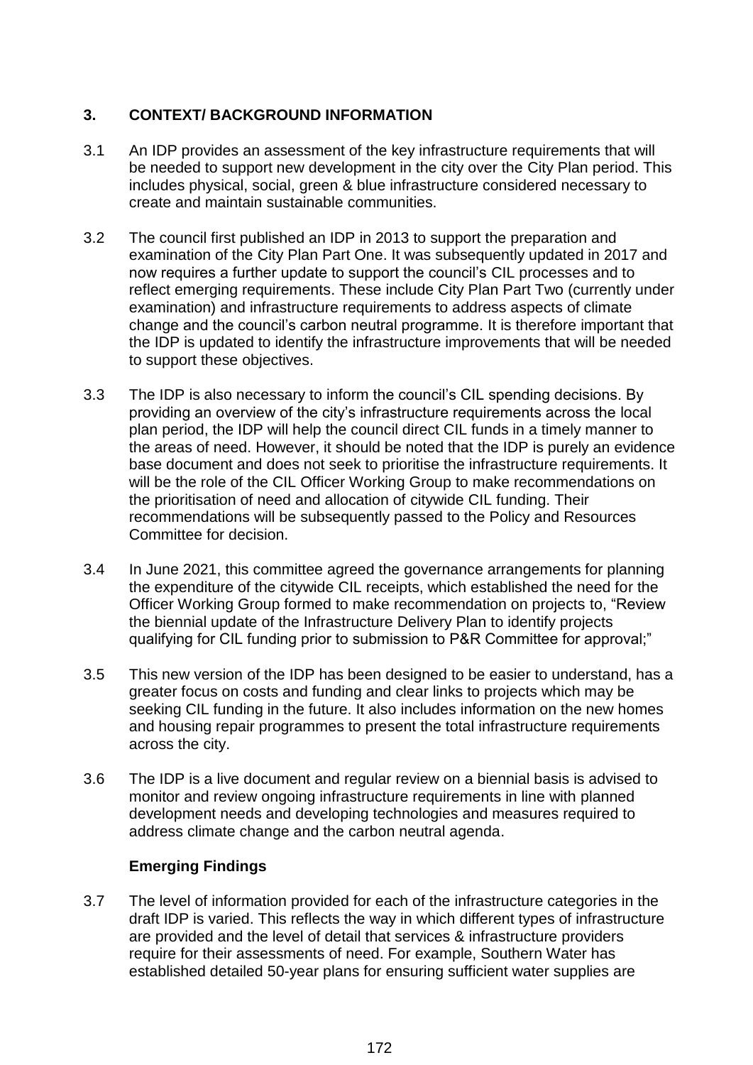## 3. CONTEXT/ BACKGROUND INFORMATION

3.1 An IDP provides an assessment of the key infrastructure requirements that will be needed to support new development in the city over the City Plan period. This includes physical, social, green & blue infrastructure considered necessary to create and maintain sustainable communities.

3.2 The council first published an IDP in 2013 to support the preparation and examination of the City Plan Part One. It was subsequently updated in 2017 and now requires a further update to support the council's CIL processes and to reflect emerging requirements. These include City Plan Part Two (currently under examination) and infrastructure requirements to address aspects of climate change and the council's carbon neutral programme. It is therefore important that the IDP is updated to identify the infrastructure improvements that will be needed to support these objectives.

3.3 The IDP is also necessary to inform the council's CIL spending decisions. By providing an overview of the city's infrastructure requirements across the local plan period, the IDP will help the council direct CIL funds in a timely manner to the areas of need. However, it should be noted that the IDP is purely an evidence base document and does not seek to prioritise the infrastructure requirements. It will be the role of the CIL Officer Working Group to make recommendations on the prioritisation of need and allocation of citywide CIL funding. Their recommendations will be subsequently passed to the Policy and Resources Committee for decision.

3.4 In June 2021, this committee agreed the governance arrangements for planning the expenditure of the citywide CIL receipts, which established the need for the Officer Working Group formed to make recommendation on projects to, "Review the biennial update of the Infrastructure Delivery Plan to identify projects qualifying for CIL funding prior to submission to P&R Committee for approval;"

3.5 This new version of the IDP has been designed to be easier to understand, has a greater focus on costs and funding and clear links to projects which may be seeking CIL funding in the future. It also includes information on the new homes and housing repair programmes to present the total infrastructure requirements across the city.

3.6 The IDP is a live document and regular review on a biennial basis is advised to monitor and review ongoing infrastructure requirements in line with planned development needs and developing technologies and measures required to address climate change and the carbon neutral agenda.

### Emerging Findings

3.7 The level of information provided for each of the infrastructure categories in the draft IDP is varied. This reflects the way in which different types of infrastructure are provided and the level of detail that services & infrastructure providers require for their assessments of need. For example, Southern Water has established detailed 50-year plans for ensuring sufficient water supplies are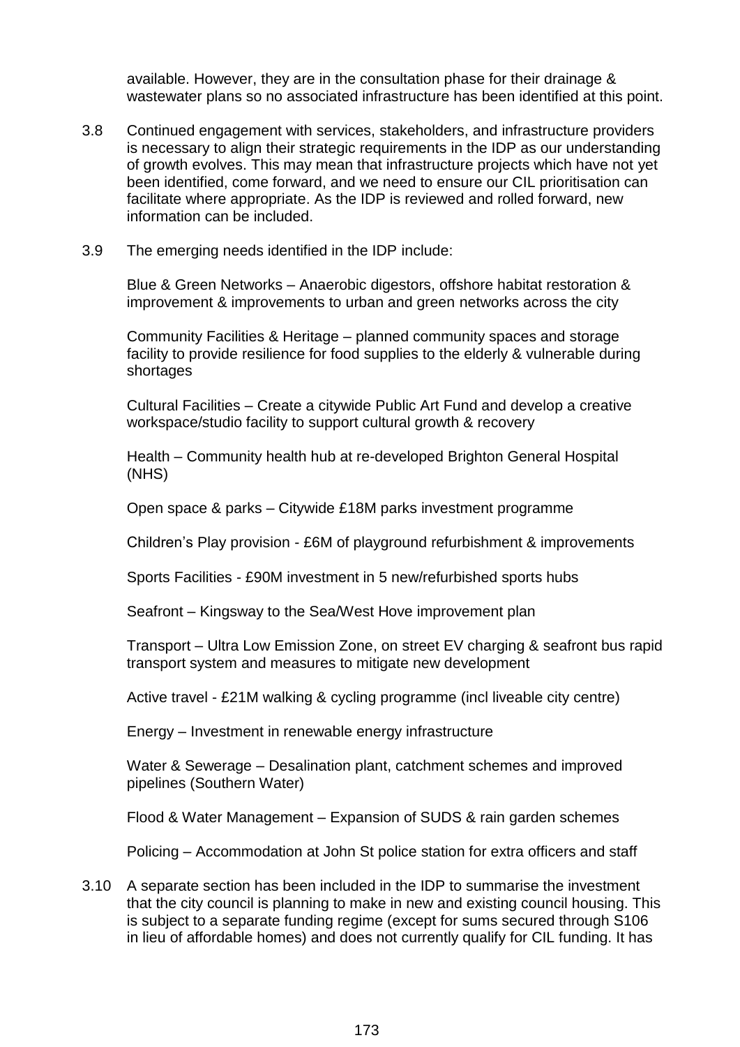available. However, they are in the consultation phase for their drainage & wastewater plans so no associated infrastructure has been identified at this point.

3.8 Continued engagement with services, stakeholders, and infrastructure providers is necessary to align their strategic requirements in the IDP as our understanding of growth evolves. This may mean that infrastructure projects which have not yet been identified, come forward, and we need to ensure our CIL prioritisation can facilitate where appropriate. As the IDP is reviewed and rolled forward, new information can be included.

3.9 The emerging needs identified in the IDP include:

Blue & Green Networks – Anaerobic digestors, offshore habitat restoration & improvement & improvements to urban and green networks across the city

Community Facilities & Heritage – planned community spaces and storage facility to provide resilience for food supplies to the elderly & vulnerable during shortages

Cultural Facilities – Create a citywide Public Art Fund and develop a creative workspace/studio facility to support cultural growth & recovery

Health – Community health hub at re-developed Brighton General Hospital (NHS)

Open space & parks – Citywide £18M parks investment programme

Children's Play provision - £6M of playground refurbishment & improvements

Sports Facilities - £90M investment in 5 new/refurbished sports hubs

Seafront – Kingsway to the Sea/West Hove improvement plan

Transport – Ultra Low Emission Zone, on street EV charging & seafront bus rapid transport system and measures to mitigate new development

Active travel - £21M walking & cycling programme (incl liveable city centre)

Energy – Investment in renewable energy infrastructure

Water & Sewerage – Desalination plant, catchment schemes and improved pipelines (Southern Water)

Flood & Water Management – Expansion of SUDS & rain garden schemes

Policing – Accommodation at John St police station for extra officers and staff

3.10 A separate section has been included in the IDP to summarise the investment that the city council is planning to make in new and existing council housing. This is subject to a separate funding regime (except for sums secured through S106 in lieu of affordable homes) and does not currently qualify for CIL funding. It has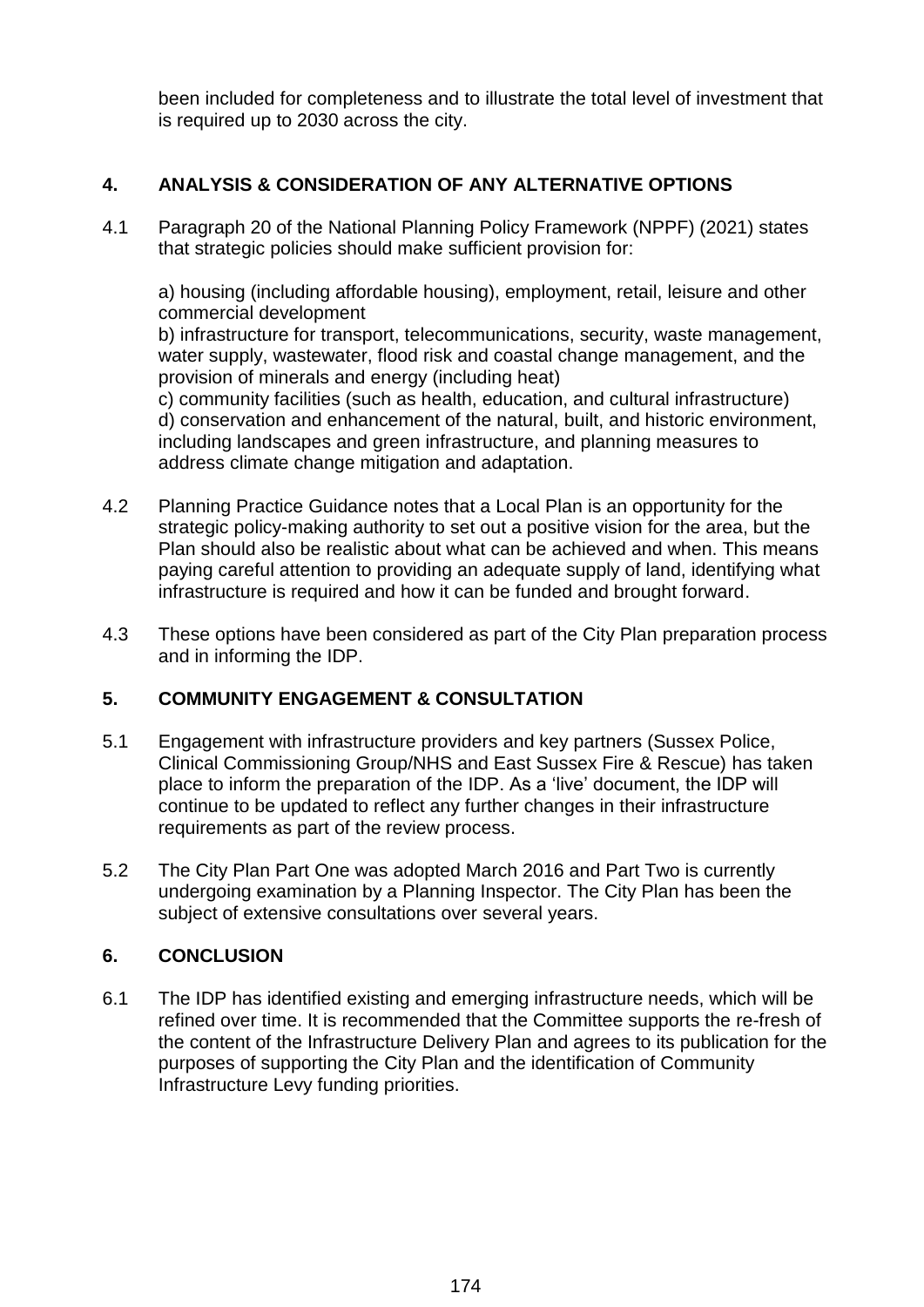been included for completeness and to illustrate the total level of investment that is required up to 2030 across the city.

## 4. ANALYSIS & CONSIDERATION OF ANY ALTERNATIVE OPTIONS

4.1 Paragraph 20 of the National Planning Policy Framework (NPPF) (2021) states that strategic policies should make sufficient provision for:

a) housing (including affordable housing), employment, retail, leisure and other commercial development
b) infrastructure for transport, telecommunications, security, waste management, water supply, wastewater, flood risk and coastal change management, and the provision of minerals and energy (including heat)
c) community facilities (such as health, education, and cultural infrastructure)
d) conservation and enhancement of the natural, built, and historic environment, including landscapes and green infrastructure, and planning measures to address climate change mitigation and adaptation.

4.2 Planning Practice Guidance notes that a Local Plan is an opportunity for the strategic policy-making authority to set out a positive vision for the area, but the Plan should also be realistic about what can be achieved and when. This means paying careful attention to providing an adequate supply of land, identifying what infrastructure is required and how it can be funded and brought forward.

4.3 These options have been considered as part of the City Plan preparation process and in informing the IDP.

## 5. COMMUNITY ENGAGEMENT & CONSULTATION

5.1 Engagement with infrastructure providers and key partners (Sussex Police, Clinical Commissioning Group/NHS and East Sussex Fire & Rescue) has taken place to inform the preparation of the IDP. As a 'live' document, the IDP will continue to be updated to reflect any further changes in their infrastructure requirements as part of the review process.

5.2 The City Plan Part One was adopted March 2016 and Part Two is currently undergoing examination by a Planning Inspector. The City Plan has been the subject of extensive consultations over several years.

## 6. CONCLUSION

6.1 The IDP has identified existing and emerging infrastructure needs, which will be refined over time. It is recommended that the Committee supports the re-fresh of the content of the Infrastructure Delivery Plan and agrees to its publication for the purposes of supporting the City Plan and the identification of Community Infrastructure Levy funding priorities.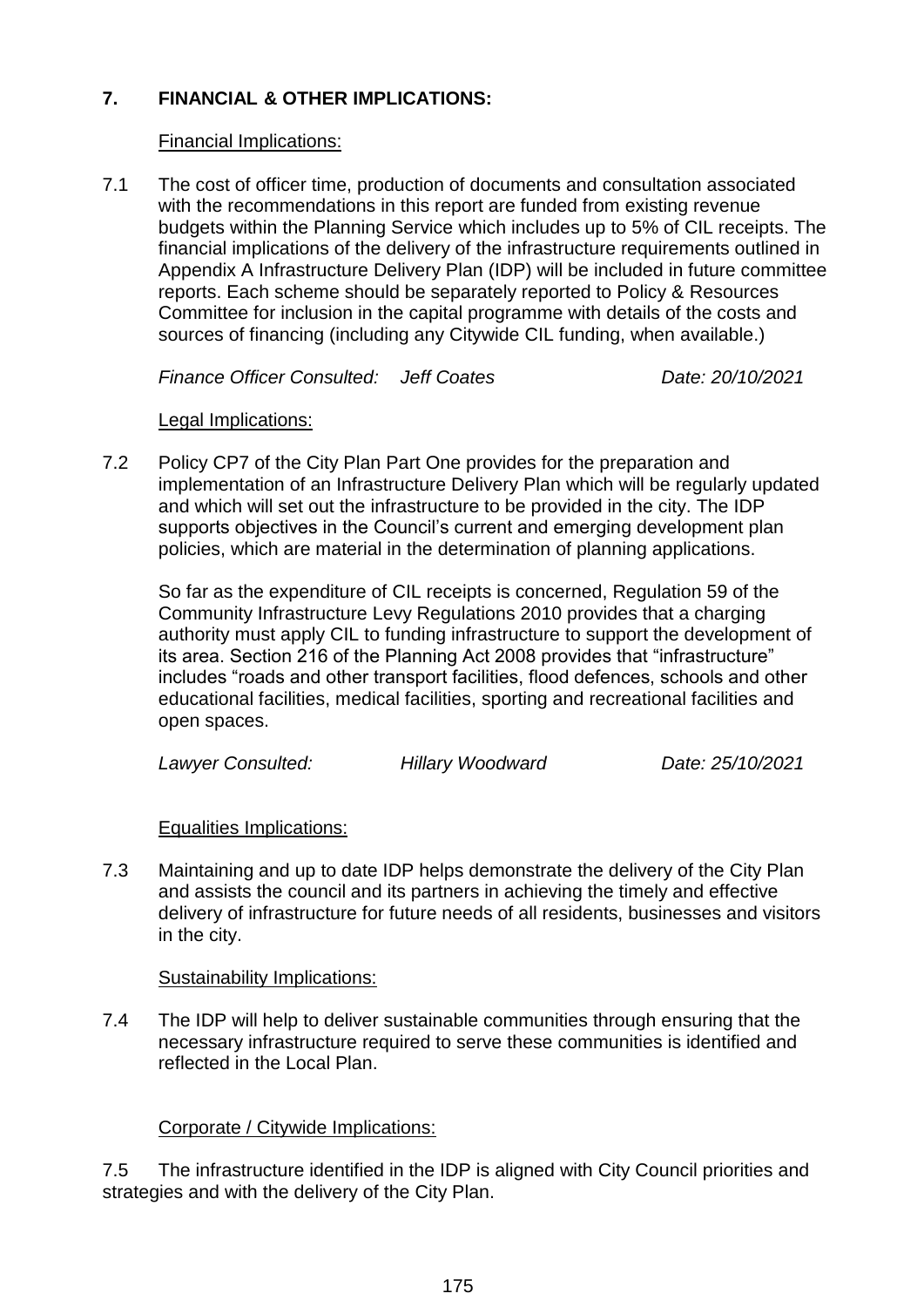## 7. FINANCIAL & OTHER IMPLICATIONS:

Financial Implications:

7.1 The cost of officer time, production of documents and consultation associated with the recommendations in this report are funded from existing revenue budgets within the Planning Service which includes up to 5% of CIL receipts. The financial implications of the delivery of the infrastructure requirements outlined in Appendix A Infrastructure Delivery Plan (IDP) will be included in future committee reports. Each scheme should be separately reported to Policy & Resources Committee for inclusion in the capital programme with details of the costs and sources of financing (including any Citywide CIL funding, when available.)

*Finance Officer Consulted: Jeff Coates Date: 20/10/2021*

Legal Implications:

7.2 Policy CP7 of the City Plan Part One provides for the preparation and implementation of an Infrastructure Delivery Plan which will be regularly updated and which will set out the infrastructure to be provided in the city. The IDP supports objectives in the Council's current and emerging development plan policies, which are material in the determination of planning applications.

So far as the expenditure of CIL receipts is concerned, Regulation 59 of the Community Infrastructure Levy Regulations 2010 provides that a charging authority must apply CIL to funding infrastructure to support the development of its area. Section 216 of the Planning Act 2008 provides that "infrastructure" includes "roads and other transport facilities, flood defences, schools and other educational facilities, medical facilities, sporting and recreational facilities and open spaces.

*Lawyer Consulted: Hillary Woodward Date: 25/10/2021*

Equalities Implications:

7.3 Maintaining and up to date IDP helps demonstrate the delivery of the City Plan and assists the council and its partners in achieving the timely and effective delivery of infrastructure for future needs of all residents, businesses and visitors in the city.

Sustainability Implications:

7.4 The IDP will help to deliver sustainable communities through ensuring that the necessary infrastructure required to serve these communities is identified and reflected in the Local Plan.

Corporate / Citywide Implications:

7.5 The infrastructure identified in the IDP is aligned with City Council priorities and strategies and with the delivery of the City Plan.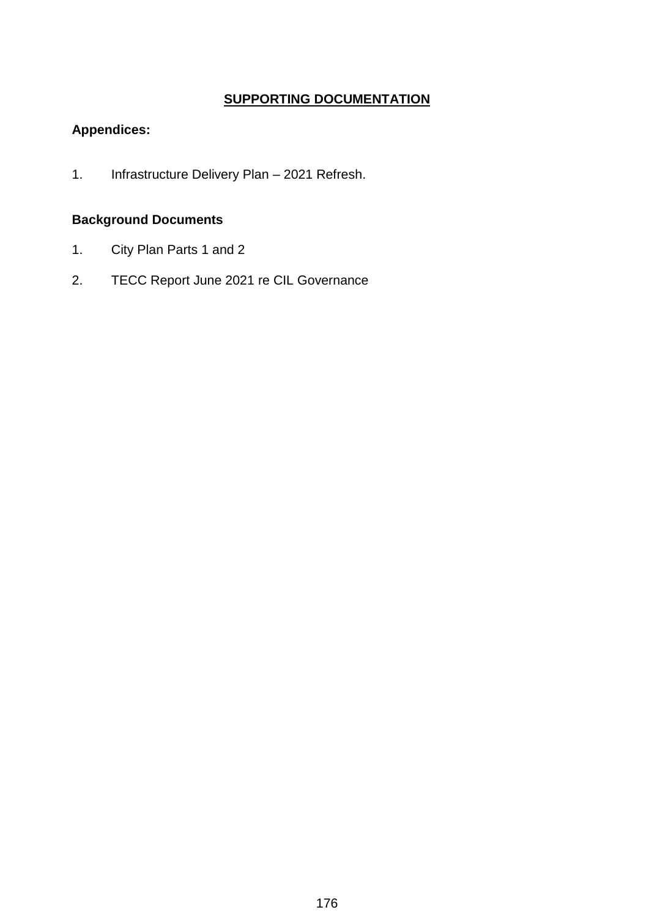**SUPPORTING DOCUMENTATION**

**Appendices:**

1. Infrastructure Delivery Plan – 2021 Refresh.

**Background Documents**

1. City Plan Parts 1 and 2
2. TECC Report June 2021 re CIL Governance